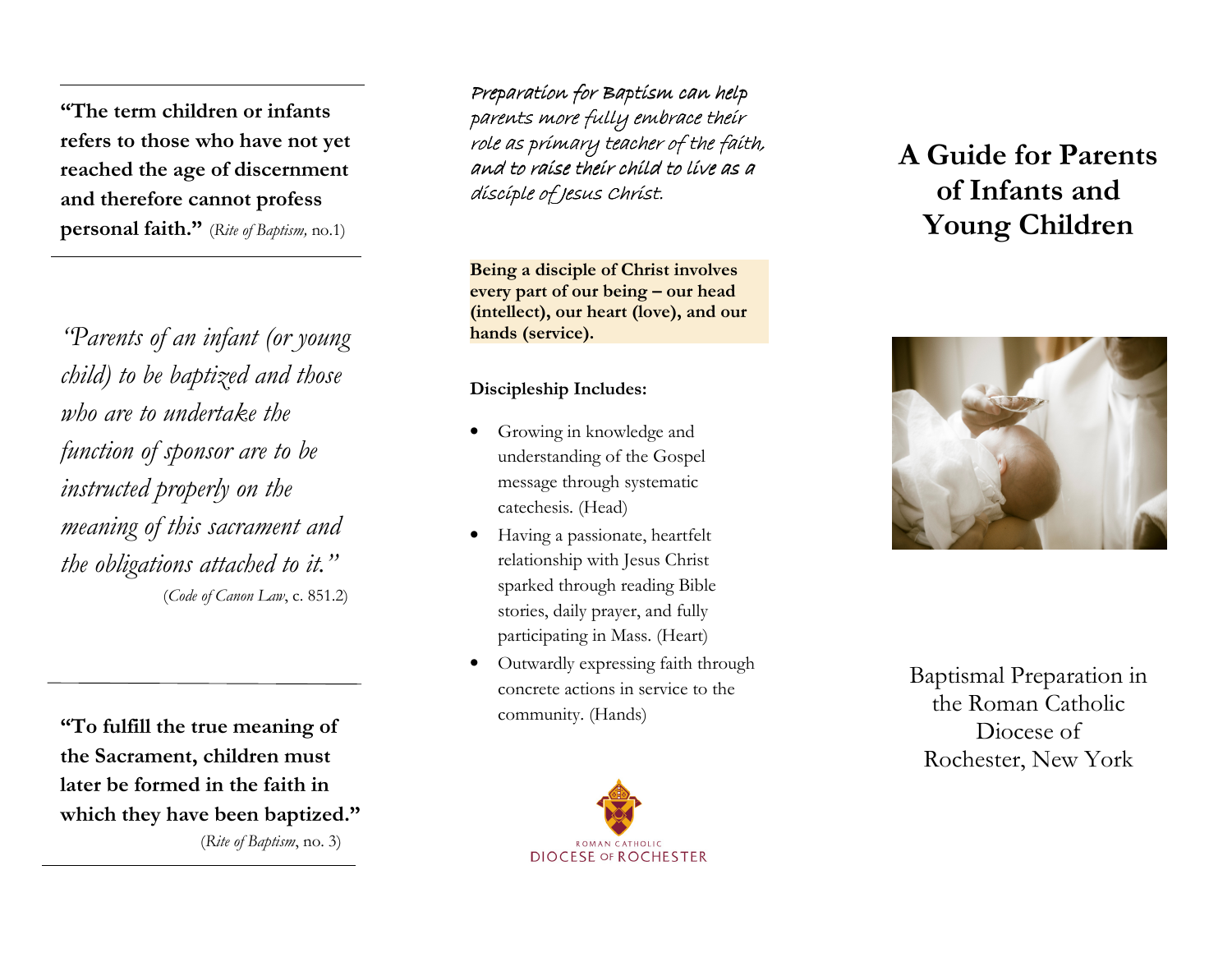**"The term children or infants refers to those who have not yet reached the age of discernment and therefore cannot profess personal faith."** (*Rite of Baptism,* no.1)

*"Parents of an infant (or young child) to be baptized and those who are to undertake the function of sponsor are to be instructed properly on the meaning of this sacrament and the obligations attached to it."*
(*Code of Canon Law*, c. 851.2)

**"To fulfill the true meaning of the Sacrament, children must later be formed in the faith in which they have been baptized."**
(*Rite of Baptism*, no. 3)

*Preparation for Baptism can help parents more fully embrace their role as primary teacher of the faith, and to raise their child to live as a disciple of Jesus Christ.*

**Being a disciple of Christ involves every part of our being – our head (intellect), our heart (love), and our hands (service).**

**Discipleship Includes:**

- Growing in knowledge and understanding of the Gospel message through systematic catechesis. (Head)
- Having a passionate, heartfelt relationship with Jesus Christ sparked through reading Bible stories, daily prayer, and fully participating in Mass. (Heart)
- Outwardly expressing faith through concrete actions in service to the community. (Hands)

ROMAN CATHOLIC
DIOCESE OF ROCHESTER

# A Guide for Parents of Infants and Young Children

Baptismal Preparation in the Roman Catholic Diocese of Rochester, New York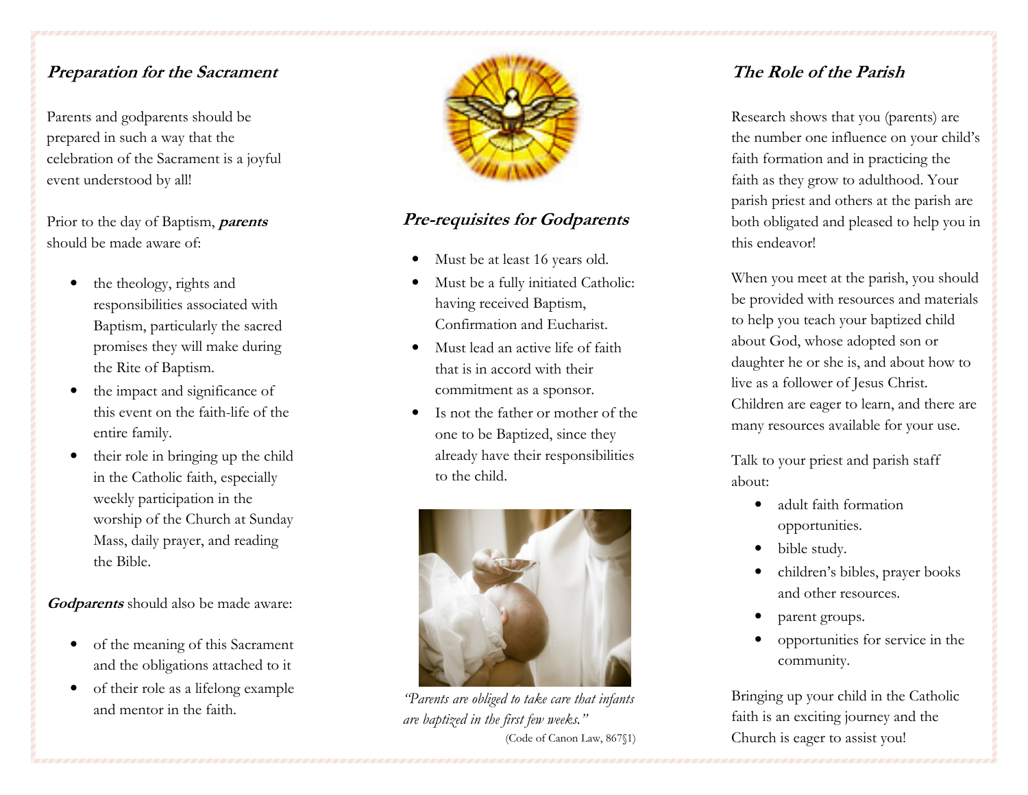## *Preparation for the Sacrament*

Parents and godparents should be prepared in such a way that the celebration of the Sacrament is a joyful event understood by all!

Prior to the day of Baptism, ***parents*** should be made aware of:

- the theology, rights and responsibilities associated with Baptism, particularly the sacred promises they will make during the Rite of Baptism.
- the impact and significance of this event on the faith-life of the entire family.
- their role in bringing up the child in the Catholic faith, especially weekly participation in the worship of the Church at Sunday Mass, daily prayer, and reading the Bible.

***Godparents*** should also be made aware:

- of the meaning of this Sacrament and the obligations attached to it
- of their role as a lifelong example and mentor in the faith.

## *Pre-requisites for Godparents*

- Must be at least 16 years old.
- Must be a fully initiated Catholic: having received Baptism, Confirmation and Eucharist.
- Must lead an active life of faith that is in accord with their commitment as a sponsor.
- Is not the father or mother of the one to be Baptized, since they already have their responsibilities to the child.

*"Parents are obliged to take care that infants are baptized in the first few weeks."*
(Code of Canon Law, 867§1)

## *The Role of the Parish*

Research shows that you (parents) are the number one influence on your child's faith formation and in practicing the faith as they grow to adulthood. Your parish priest and others at the parish are both obligated and pleased to help you in this endeavor!

When you meet at the parish, you should be provided with resources and materials to help you teach your baptized child about God, whose adopted son or daughter he or she is, and about how to live as a follower of Jesus Christ. Children are eager to learn, and there are many resources available for your use.

Talk to your priest and parish staff about:

- adult faith formation opportunities.
- bible study.
- children's bibles, prayer books and other resources.
- parent groups.
- opportunities for service in the community.

Bringing up your child in the Catholic faith is an exciting journey and the Church is eager to assist you!